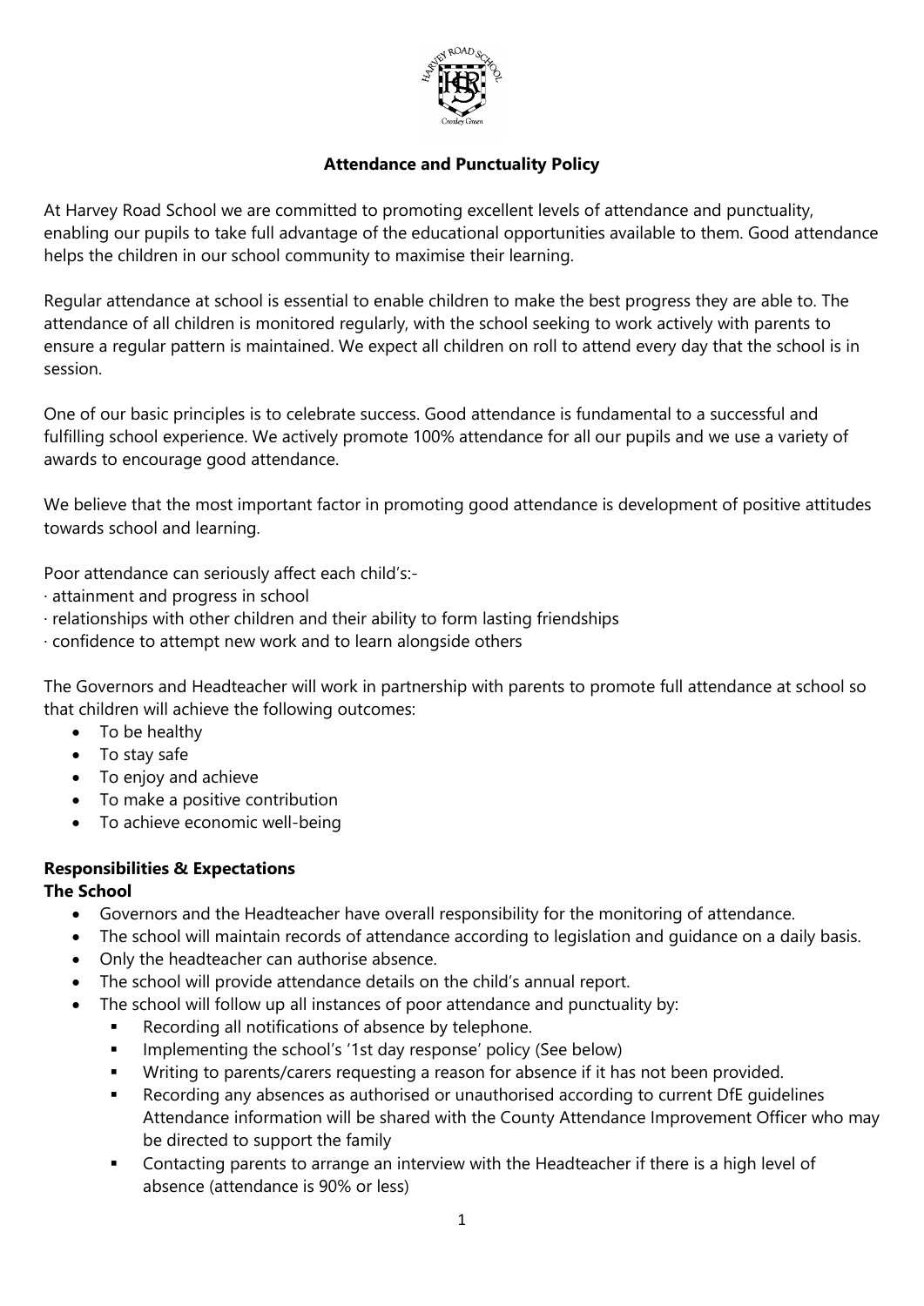## Attendance and Punctuality Policy

At Harvey Road School we are committed to promoting excellent levels of attendance and punctuality, enabling our pupils to take full advantage of the educational opportunities available to them. Good attendance helps the children in our school community to maximise their learning.

Regular attendance at school is essential to enable children to make the best progress they are able to. The attendance of all children is monitored regularly, with the school seeking to work actively with parents to ensure a regular pattern is maintained. We expect all children on roll to attend every day that the school is in session.

One of our basic principles is to celebrate success. Good attendance is fundamental to a successful and fulfilling school experience. We actively promote 100% attendance for all our pupils and we use a variety of awards to encourage good attendance.

We believe that the most important factor in promoting good attendance is development of positive attitudes towards school and learning.

Poor attendance can seriously affect each child's:-

· attainment and progress in school
· relationships with other children and their ability to form lasting friendships
· confidence to attempt new work and to learn alongside others

The Governors and Headteacher will work in partnership with parents to promote full attendance at school so that children will achieve the following outcomes:

- To be healthy
- To stay safe
- To enjoy and achieve
- To make a positive contribution
- To achieve economic well-being

**Responsibilities & Expectations**

**The School**

- Governors and the Headteacher have overall responsibility for the monitoring of attendance.
- The school will maintain records of attendance according to legislation and guidance on a daily basis.
- Only the headteacher can authorise absence.
- The school will provide attendance details on the child's annual report.
- The school will follow up all instances of poor attendance and punctuality by:
  - Recording all notifications of absence by telephone.
  - Implementing the school's '1st day response' policy (See below)
  - Writing to parents/carers requesting a reason for absence if it has not been provided.
  - Recording any absences as authorised or unauthorised according to current DfE guidelines Attendance information will be shared with the County Attendance Improvement Officer who may be directed to support the family
  - Contacting parents to arrange an interview with the Headteacher if there is a high level of absence (attendance is 90% or less)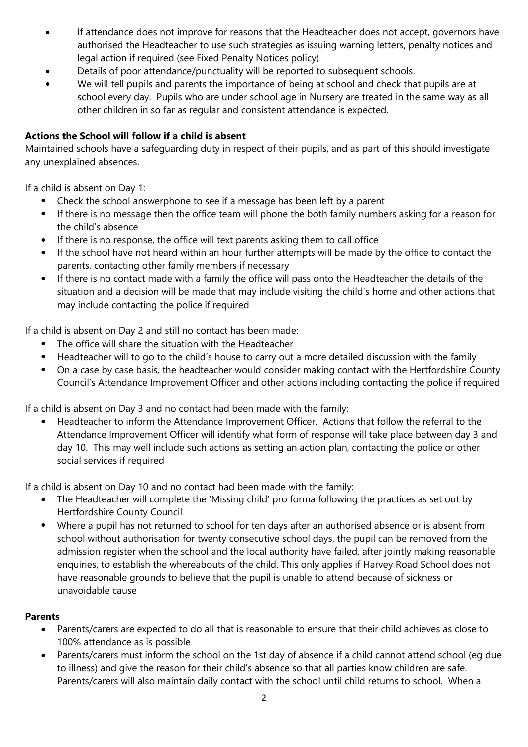- If attendance does not improve for reasons that the Headteacher does not accept, governors have authorised the Headteacher to use such strategies as issuing warning letters, penalty notices and legal action if required (see Fixed Penalty Notices policy)
- Details of poor attendance/punctuality will be reported to subsequent schools.
- We will tell pupils and parents the importance of being at school and check that pupils are at school every day. Pupils who are under school age in Nursery are treated in the same way as all other children in so far as regular and consistent attendance is expected.

**Actions the School will follow if a child is absent**

Maintained schools have a safeguarding duty in respect of their pupils, and as part of this should investigate any unexplained absences.

If a child is absent on Day 1:

- Check the school answerphone to see if a message has been left by a parent
- If there is no message then the office team will phone the both family numbers asking for a reason for the child's absence
- If there is no response, the office will text parents asking them to call office
- If the school have not heard within an hour further attempts will be made by the office to contact the parents, contacting other family members if necessary
- If there is no contact made with a family the office will pass onto the Headteacher the details of the situation and a decision will be made that may include visiting the child's home and other actions that may include contacting the police if required

If a child is absent on Day 2 and still no contact has been made:

- The office will share the situation with the Headteacher
- Headteacher will to go to the child's house to carry out a more detailed discussion with the family
- On a case by case basis, the headteacher would consider making contact with the Hertfordshire County Council's Attendance Improvement Officer and other actions including contacting the police if required

If a child is absent on Day 3 and no contact had been made with the family:

- Headteacher to inform the Attendance Improvement Officer. Actions that follow the referral to the Attendance Improvement Officer will identify what form of response will take place between day 3 and day 10. This may well include such actions as setting an action plan, contacting the police or other social services if required

If a child is absent on Day 10 and no contact had been made with the family:

- The Headteacher will complete the 'Missing child' pro forma following the practices as set out by Hertfordshire County Council
- Where a pupil has not returned to school for ten days after an authorised absence or is absent from school without authorisation for twenty consecutive school days, the pupil can be removed from the admission register when the school and the local authority have failed, after jointly making reasonable enquiries, to establish the whereabouts of the child. This only applies if Harvey Road School does not have reasonable grounds to believe that the pupil is unable to attend because of sickness or unavoidable cause

**Parents**

- Parents/carers are expected to do all that is reasonable to ensure that their child achieves as close to 100% attendance as is possible
- Parents/carers must inform the school on the 1st day of absence if a child cannot attend school (eg due to illness) and give the reason for their child's absence so that all parties know children are safe. Parents/carers will also maintain daily contact with the school until child returns to school. When a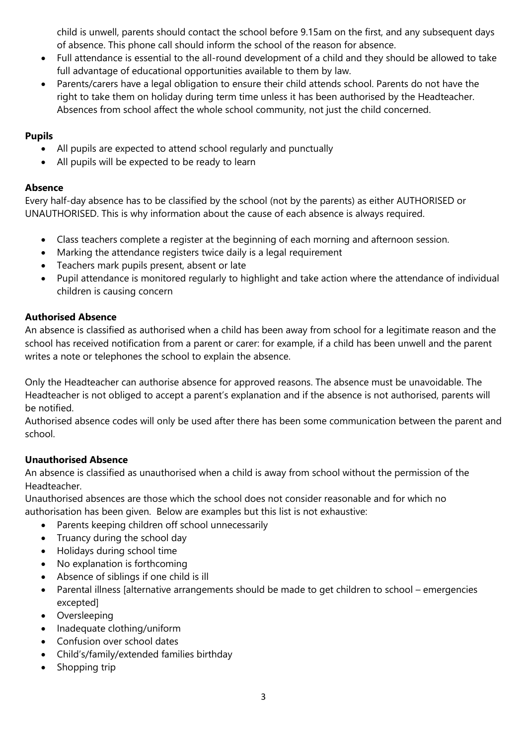child is unwell, parents should contact the school before 9.15am on the first, and any subsequent days of absence. This phone call should inform the school of the reason for absence.

- Full attendance is essential to the all-round development of a child and they should be allowed to take full advantage of educational opportunities available to them by law.
- Parents/carers have a legal obligation to ensure their child attends school. Parents do not have the right to take them on holiday during term time unless it has been authorised by the Headteacher. Absences from school affect the whole school community, not just the child concerned.

**Pupils**

- All pupils are expected to attend school regularly and punctually
- All pupils will be expected to be ready to learn

**Absence**

Every half-day absence has to be classified by the school (not by the parents) as either AUTHORISED or UNAUTHORISED. This is why information about the cause of each absence is always required.

- Class teachers complete a register at the beginning of each morning and afternoon session.
- Marking the attendance registers twice daily is a legal requirement
- Teachers mark pupils present, absent or late
- Pupil attendance is monitored regularly to highlight and take action where the attendance of individual children is causing concern

**Authorised Absence**

An absence is classified as authorised when a child has been away from school for a legitimate reason and the school has received notification from a parent or carer: for example, if a child has been unwell and the parent writes a note or telephones the school to explain the absence.

Only the Headteacher can authorise absence for approved reasons. The absence must be unavoidable. The Headteacher is not obliged to accept a parent's explanation and if the absence is not authorised, parents will be notified.

Authorised absence codes will only be used after there has been some communication between the parent and school.

**Unauthorised Absence**

An absence is classified as unauthorised when a child is away from school without the permission of the Headteacher.

Unauthorised absences are those which the school does not consider reasonable and for which no authorisation has been given. Below are examples but this list is not exhaustive:

- Parents keeping children off school unnecessarily
- Truancy during the school day
- Holidays during school time
- No explanation is forthcoming
- Absence of siblings if one child is ill
- Parental illness [alternative arrangements should be made to get children to school – emergencies excepted]
- Oversleeping
- Inadequate clothing/uniform
- Confusion over school dates
- Child's/family/extended families birthday
- Shopping trip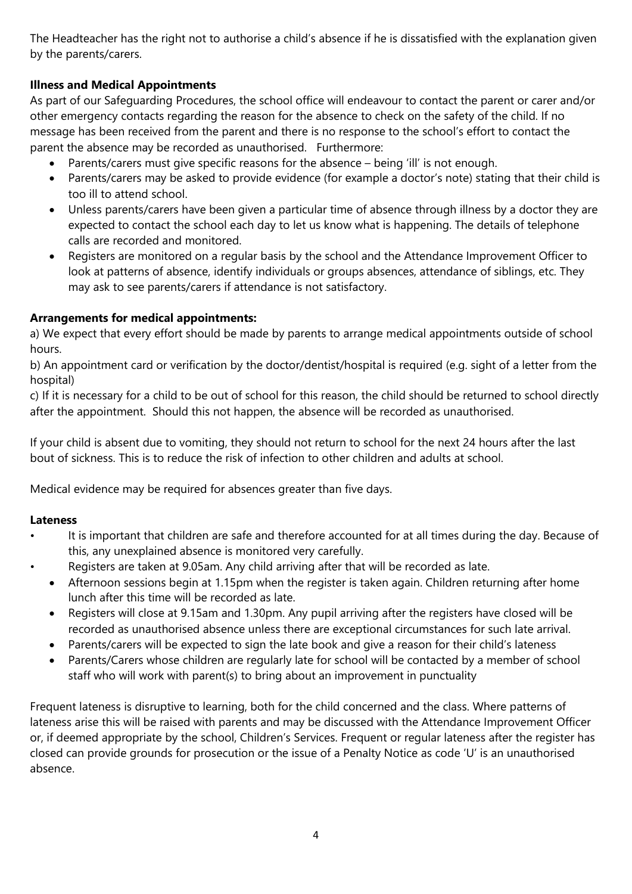The Headteacher has the right not to authorise a child's absence if he is dissatisfied with the explanation given by the parents/carers.

**Illness and Medical Appointments**

As part of our Safeguarding Procedures, the school office will endeavour to contact the parent or carer and/or other emergency contacts regarding the reason for the absence to check on the safety of the child. If no message has been received from the parent and there is no response to the school's effort to contact the parent the absence may be recorded as unauthorised. Furthermore:

- Parents/carers must give specific reasons for the absence – being 'ill' is not enough.
- Parents/carers may be asked to provide evidence (for example a doctor's note) stating that their child is too ill to attend school.
- Unless parents/carers have been given a particular time of absence through illness by a doctor they are expected to contact the school each day to let us know what is happening. The details of telephone calls are recorded and monitored.
- Registers are monitored on a regular basis by the school and the Attendance Improvement Officer to look at patterns of absence, identify individuals or groups absences, attendance of siblings, etc. They may ask to see parents/carers if attendance is not satisfactory.

**Arrangements for medical appointments:**

a) We expect that every effort should be made by parents to arrange medical appointments outside of school hours.

b) An appointment card or verification by the doctor/dentist/hospital is required (e.g. sight of a letter from the hospital)

c) If it is necessary for a child to be out of school for this reason, the child should be returned to school directly after the appointment. Should this not happen, the absence will be recorded as unauthorised.

If your child is absent due to vomiting, they should not return to school for the next 24 hours after the last bout of sickness. This is to reduce the risk of infection to other children and adults at school.

Medical evidence may be required for absences greater than five days.

**Lateness**

- It is important that children are safe and therefore accounted for at all times during the day. Because of this, any unexplained absence is monitored very carefully.
- Registers are taken at 9.05am. Any child arriving after that will be recorded as late.
- Afternoon sessions begin at 1.15pm when the register is taken again. Children returning after home lunch after this time will be recorded as late.
- Registers will close at 9.15am and 1.30pm. Any pupil arriving after the registers have closed will be recorded as unauthorised absence unless there are exceptional circumstances for such late arrival.
- Parents/carers will be expected to sign the late book and give a reason for their child's lateness
- Parents/Carers whose children are regularly late for school will be contacted by a member of school staff who will work with parent(s) to bring about an improvement in punctuality

Frequent lateness is disruptive to learning, both for the child concerned and the class. Where patterns of lateness arise this will be raised with parents and may be discussed with the Attendance Improvement Officer or, if deemed appropriate by the school, Children's Services. Frequent or regular lateness after the register has closed can provide grounds for prosecution or the issue of a Penalty Notice as code 'U' is an unauthorised absence.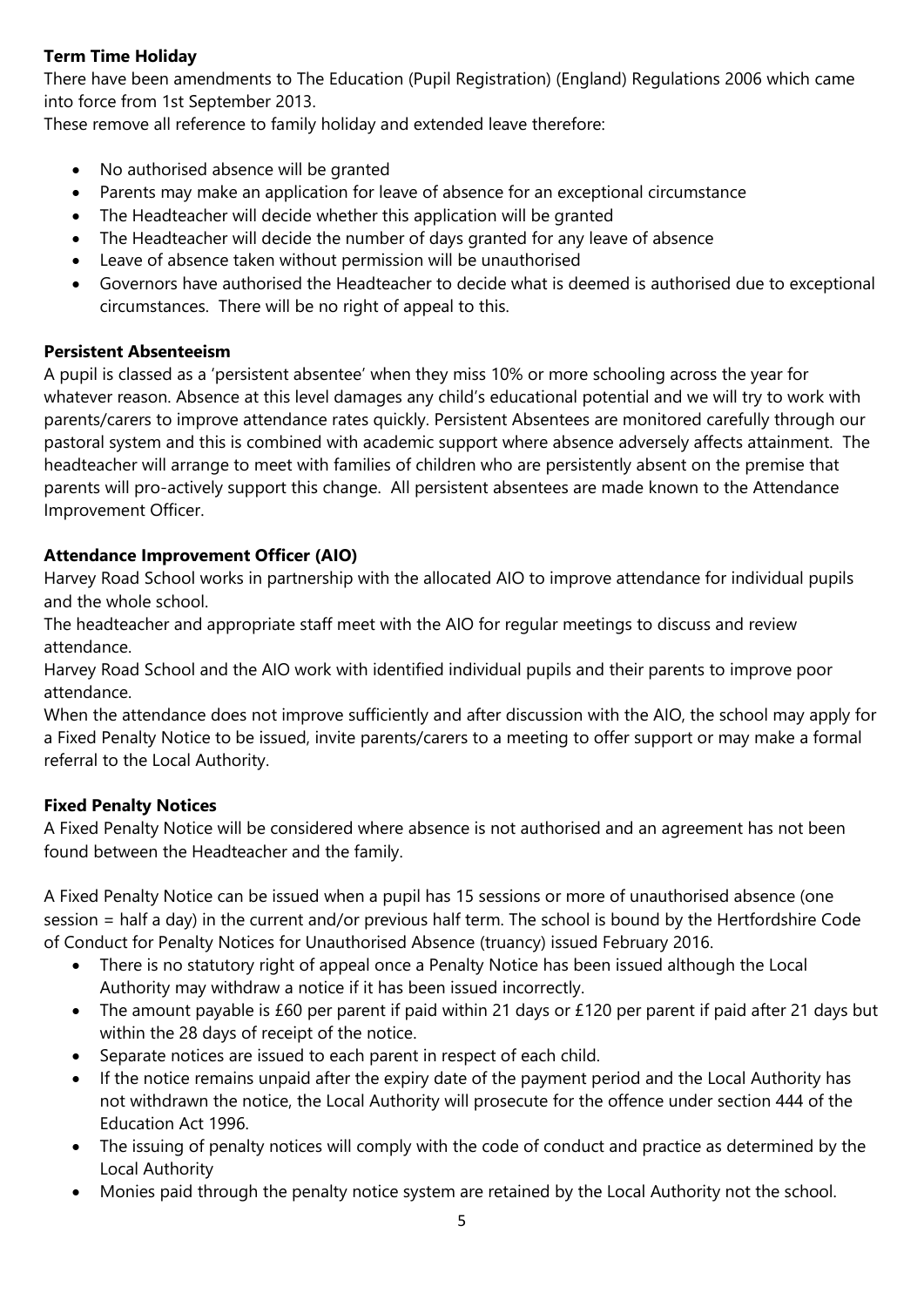**Term Time Holiday**

There have been amendments to The Education (Pupil Registration) (England) Regulations 2006 which came into force from 1st September 2013.

These remove all reference to family holiday and extended leave therefore:

- No authorised absence will be granted
- Parents may make an application for leave of absence for an exceptional circumstance
- The Headteacher will decide whether this application will be granted
- The Headteacher will decide the number of days granted for any leave of absence
- Leave of absence taken without permission will be unauthorised
- Governors have authorised the Headteacher to decide what is deemed is authorised due to exceptional circumstances. There will be no right of appeal to this.

**Persistent Absenteeism**

A pupil is classed as a 'persistent absentee' when they miss 10% or more schooling across the year for whatever reason. Absence at this level damages any child's educational potential and we will try to work with parents/carers to improve attendance rates quickly. Persistent Absentees are monitored carefully through our pastoral system and this is combined with academic support where absence adversely affects attainment. The headteacher will arrange to meet with families of children who are persistently absent on the premise that parents will pro-actively support this change. All persistent absentees are made known to the Attendance Improvement Officer.

**Attendance Improvement Officer (AIO)**

Harvey Road School works in partnership with the allocated AIO to improve attendance for individual pupils and the whole school.

The headteacher and appropriate staff meet with the AIO for regular meetings to discuss and review attendance.

Harvey Road School and the AIO work with identified individual pupils and their parents to improve poor attendance.

When the attendance does not improve sufficiently and after discussion with the AIO, the school may apply for a Fixed Penalty Notice to be issued, invite parents/carers to a meeting to offer support or may make a formal referral to the Local Authority.

**Fixed Penalty Notices**

A Fixed Penalty Notice will be considered where absence is not authorised and an agreement has not been found between the Headteacher and the family.

A Fixed Penalty Notice can be issued when a pupil has 15 sessions or more of unauthorised absence (one session = half a day) in the current and/or previous half term. The school is bound by the Hertfordshire Code of Conduct for Penalty Notices for Unauthorised Absence (truancy) issued February 2016.

- There is no statutory right of appeal once a Penalty Notice has been issued although the Local Authority may withdraw a notice if it has been issued incorrectly.
- The amount payable is £60 per parent if paid within 21 days or £120 per parent if paid after 21 days but within the 28 days of receipt of the notice.
- Separate notices are issued to each parent in respect of each child.
- If the notice remains unpaid after the expiry date of the payment period and the Local Authority has not withdrawn the notice, the Local Authority will prosecute for the offence under section 444 of the Education Act 1996.
- The issuing of penalty notices will comply with the code of conduct and practice as determined by the Local Authority
- Monies paid through the penalty notice system are retained by the Local Authority not the school.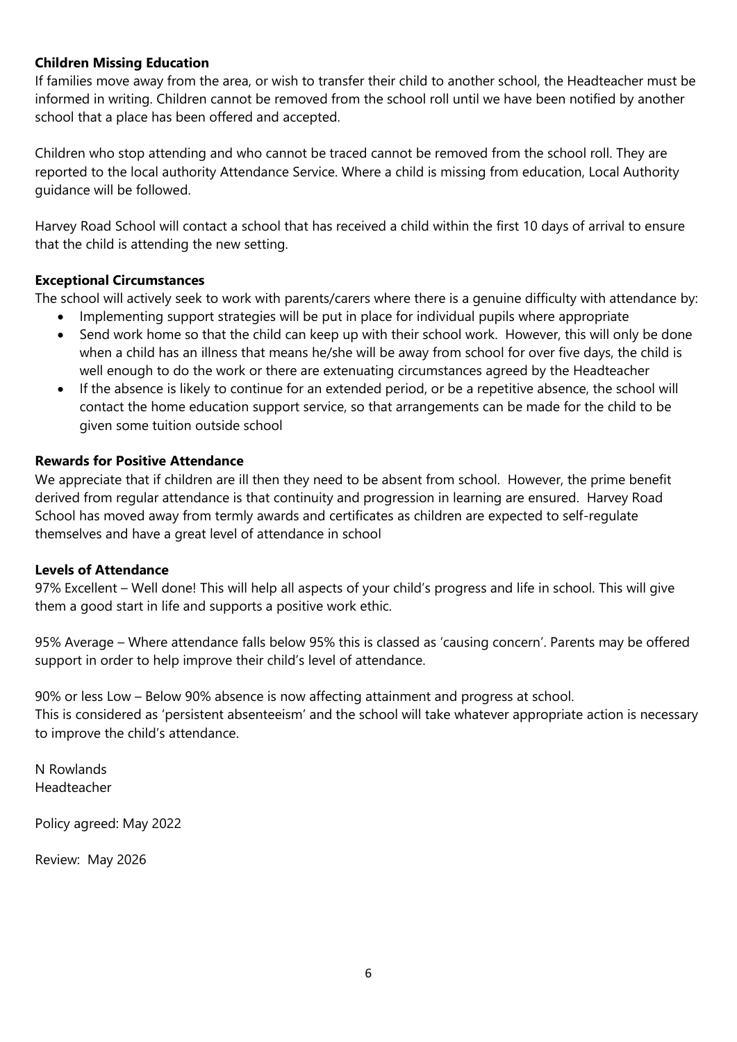**Children Missing Education**

If families move away from the area, or wish to transfer their child to another school, the Headteacher must be informed in writing. Children cannot be removed from the school roll until we have been notified by another school that a place has been offered and accepted.

Children who stop attending and who cannot be traced cannot be removed from the school roll. They are reported to the local authority Attendance Service. Where a child is missing from education, Local Authority guidance will be followed.

Harvey Road School will contact a school that has received a child within the first 10 days of arrival to ensure that the child is attending the new setting.

**Exceptional Circumstances**

The school will actively seek to work with parents/carers where there is a genuine difficulty with attendance by:

- Implementing support strategies will be put in place for individual pupils where appropriate
- Send work home so that the child can keep up with their school work. However, this will only be done when a child has an illness that means he/she will be away from school for over five days, the child is well enough to do the work or there are extenuating circumstances agreed by the Headteacher
- If the absence is likely to continue for an extended period, or be a repetitive absence, the school will contact the home education support service, so that arrangements can be made for the child to be given some tuition outside school

**Rewards for Positive Attendance**

We appreciate that if children are ill then they need to be absent from school. However, the prime benefit derived from regular attendance is that continuity and progression in learning are ensured. Harvey Road School has moved away from termly awards and certificates as children are expected to self-regulate themselves and have a great level of attendance in school

**Levels of Attendance**

97% Excellent – Well done! This will help all aspects of your child's progress and life in school. This will give them a good start in life and supports a positive work ethic.

95% Average – Where attendance falls below 95% this is classed as 'causing concern'. Parents may be offered support in order to help improve their child's level of attendance.

90% or less Low – Below 90% absence is now affecting attainment and progress at school.
This is considered as 'persistent absenteeism' and the school will take whatever appropriate action is necessary to improve the child's attendance.

N Rowlands
Headteacher

Policy agreed: May 2022

Review: May 2026